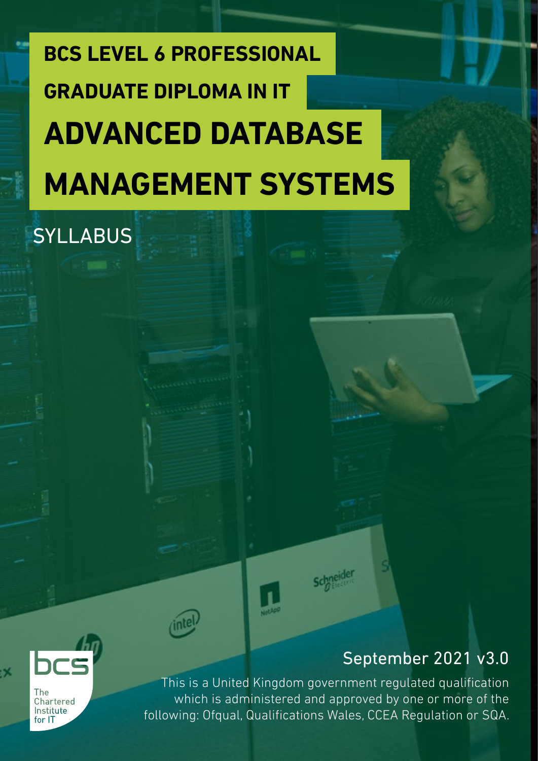# BCS LEVEL 6 PROFESSIONAL GRADUATE DIPLOMA IN IT

# ADVANCED DATABASE MANAGEMENT SYSTEMS

## SYLLABUS

September 2021 v3.0

This is a United Kingdom government regulated qualification which is administered and approved by one or more of the following: Ofqual, Qualifications Wales, CCEA Regulation or SQA.

bcs The Chartered Institute for IT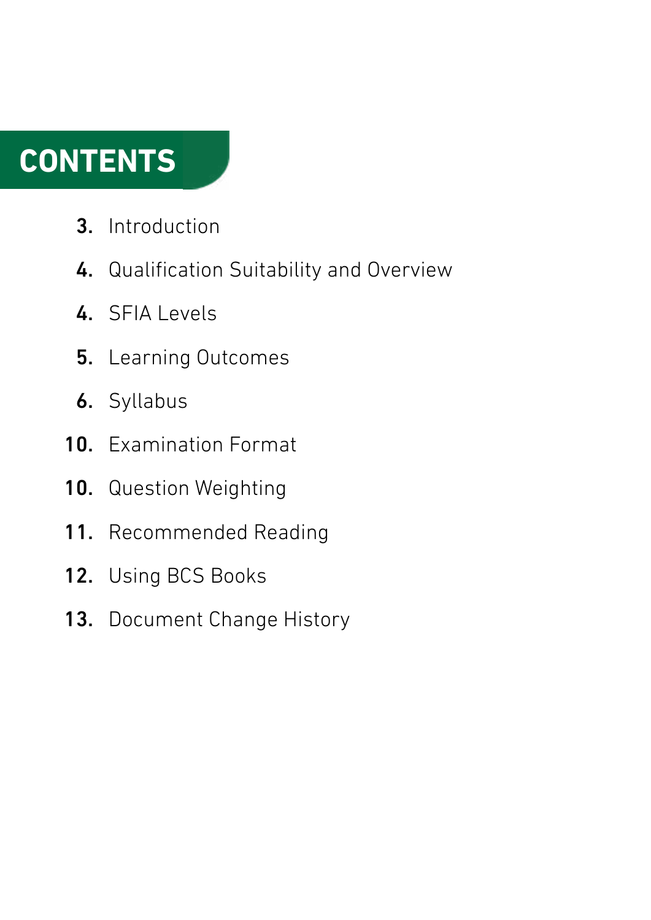# CONTENTS

3. Introduction
4. Qualification Suitability and Overview
4. SFIA Levels
5. Learning Outcomes
6. Syllabus
10. Examination Format
10. Question Weighting
11. Recommended Reading
12. Using BCS Books
13. Document Change History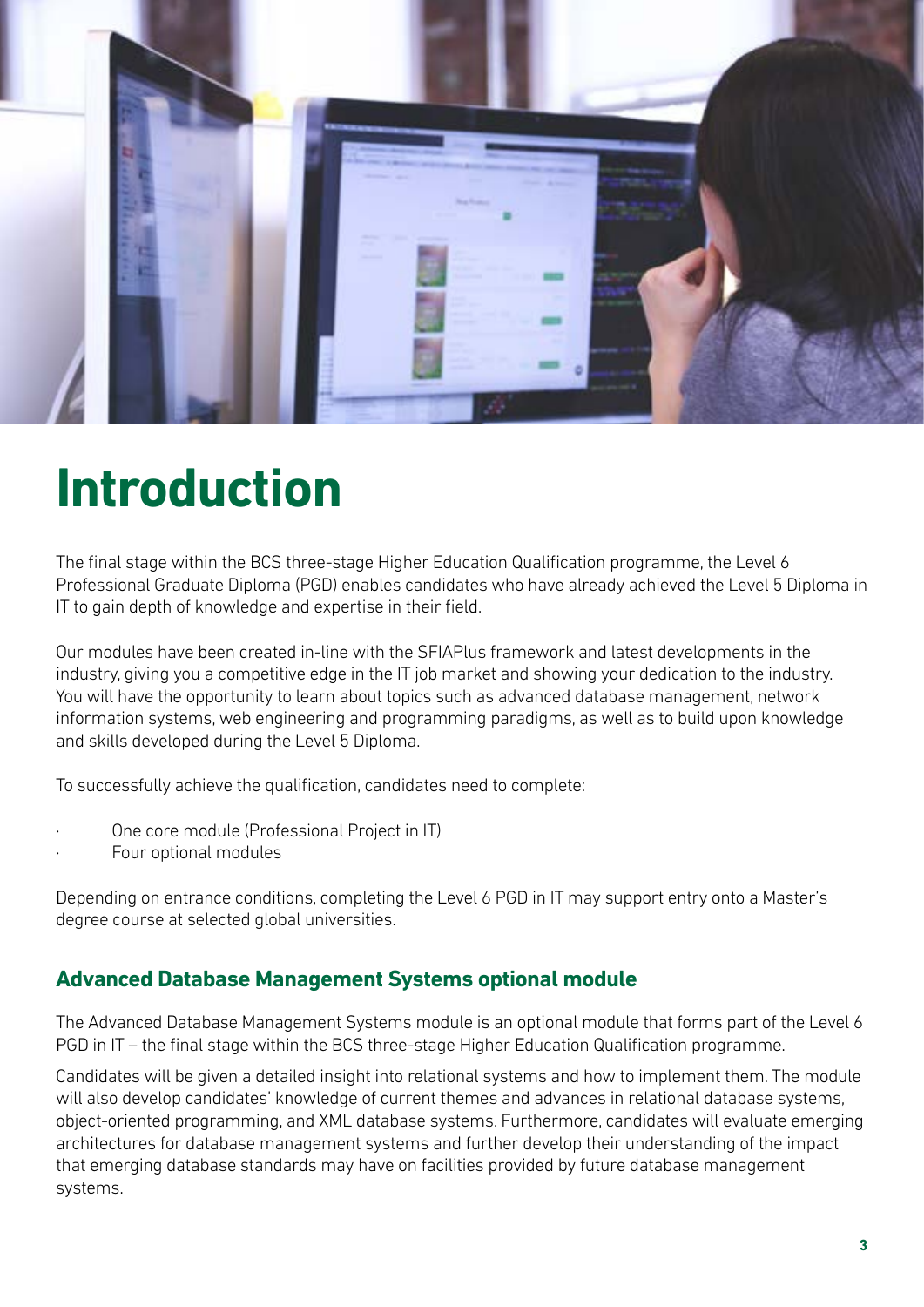# Introduction

The final stage within the BCS three-stage Higher Education Qualification programme, the Level 6 Professional Graduate Diploma (PGD) enables candidates who have already achieved the Level 5 Diploma in IT to gain depth of knowledge and expertise in their field.

Our modules have been created in-line with the SFIAPlus framework and latest developments in the industry, giving you a competitive edge in the IT job market and showing your dedication to the industry. You will have the opportunity to learn about topics such as advanced database management, network information systems, web engineering and programming paradigms, as well as to build upon knowledge and skills developed during the Level 5 Diploma.

To successfully achieve the qualification, candidates need to complete:

- One core module (Professional Project in IT)
- Four optional modules

Depending on entrance conditions, completing the Level 6 PGD in IT may support entry onto a Master's degree course at selected global universities.

## Advanced Database Management Systems optional module

The Advanced Database Management Systems module is an optional module that forms part of the Level 6 PGD in IT – the final stage within the BCS three-stage Higher Education Qualification programme.

Candidates will be given a detailed insight into relational systems and how to implement them. The module will also develop candidates' knowledge of current themes and advances in relational database systems, object-oriented programming, and XML database systems. Furthermore, candidates will evaluate emerging architectures for database management systems and further develop their understanding of the impact that emerging database standards may have on facilities provided by future database management systems.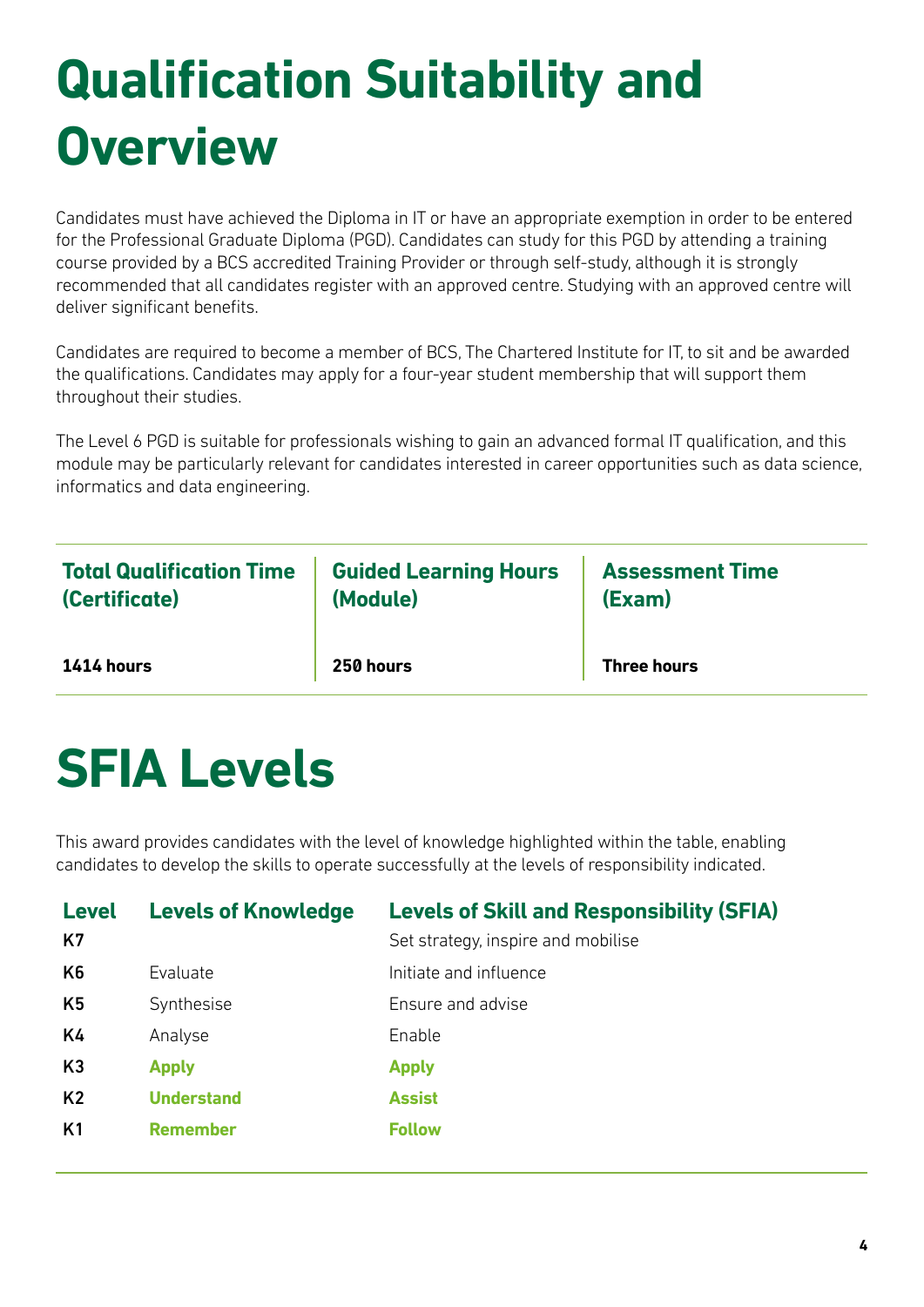# Qualification Suitability and Overview

Candidates must have achieved the Diploma in IT or have an appropriate exemption in order to be entered for the Professional Graduate Diploma (PGD). Candidates can study for this PGD by attending a training course provided by a BCS accredited Training Provider or through self-study, although it is strongly recommended that all candidates register with an approved centre. Studying with an approved centre will deliver significant benefits.

Candidates are required to become a member of BCS, The Chartered Institute for IT, to sit and be awarded the qualifications. Candidates may apply for a four-year student membership that will support them throughout their studies.

The Level 6 PGD is suitable for professionals wishing to gain an advanced formal IT qualification, and this module may be particularly relevant for candidates interested in career opportunities such as data science, informatics and data engineering.

| Total Qualification Time (Certificate) | Guided Learning Hours (Module) | Assessment Time (Exam) |
|---|---|---|
| **1414 hours** | **250 hours** | **Three hours** |

# SFIA Levels

This award provides candidates with the level of knowledge highlighted within the table, enabling candidates to develop the skills to operate successfully at the levels of responsibility indicated.

| Level | Levels of Knowledge | Levels of Skill and Responsibility (SFIA) |
|---|---|---|
| K7 | | Set strategy, inspire and mobilise |
| K6 | Evaluate | Initiate and influence |
| K5 | Synthesise | Ensure and advise |
| K4 | Analyse | Enable |
| K3 | **Apply** | **Apply** |
| K2 | **Understand** | **Assist** |
| K1 | **Remember** | **Follow** |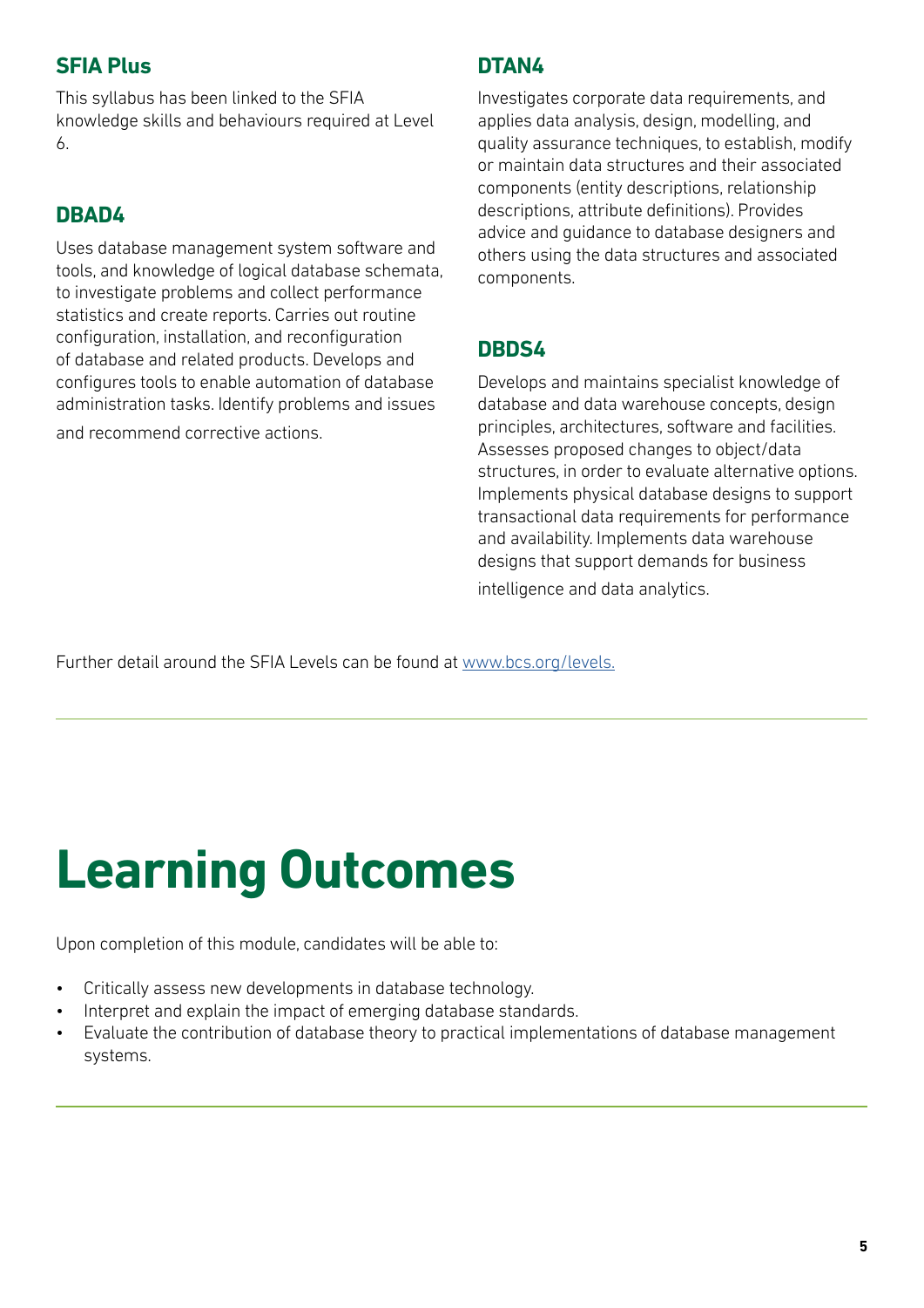### SFIA Plus

This syllabus has been linked to the SFIA knowledge skills and behaviours required at Level 6.

### DBAD4

Uses database management system software and tools, and knowledge of logical database schemata, to investigate problems and collect performance statistics and create reports. Carries out routine configuration, installation, and reconfiguration of database and related products. Develops and configures tools to enable automation of database administration tasks. Identify problems and issues and recommend corrective actions.

### DTAN4

Investigates corporate data requirements, and applies data analysis, design, modelling, and quality assurance techniques, to establish, modify or maintain data structures and their associated components (entity descriptions, relationship descriptions, attribute definitions). Provides advice and guidance to database designers and others using the data structures and associated components.

### DBDS4

Develops and maintains specialist knowledge of database and data warehouse concepts, design principles, architectures, software and facilities. Assesses proposed changes to object/data structures, in order to evaluate alternative options. Implements physical database designs to support transactional data requirements for performance and availability. Implements data warehouse designs that support demands for business intelligence and data analytics.

Further detail around the SFIA Levels can be found at [www.bcs.org/levels.](www.bcs.org/levels)

# Learning Outcomes

Upon completion of this module, candidates will be able to:

- Critically assess new developments in database technology.
- Interpret and explain the impact of emerging database standards.
- Evaluate the contribution of database theory to practical implementations of database management systems.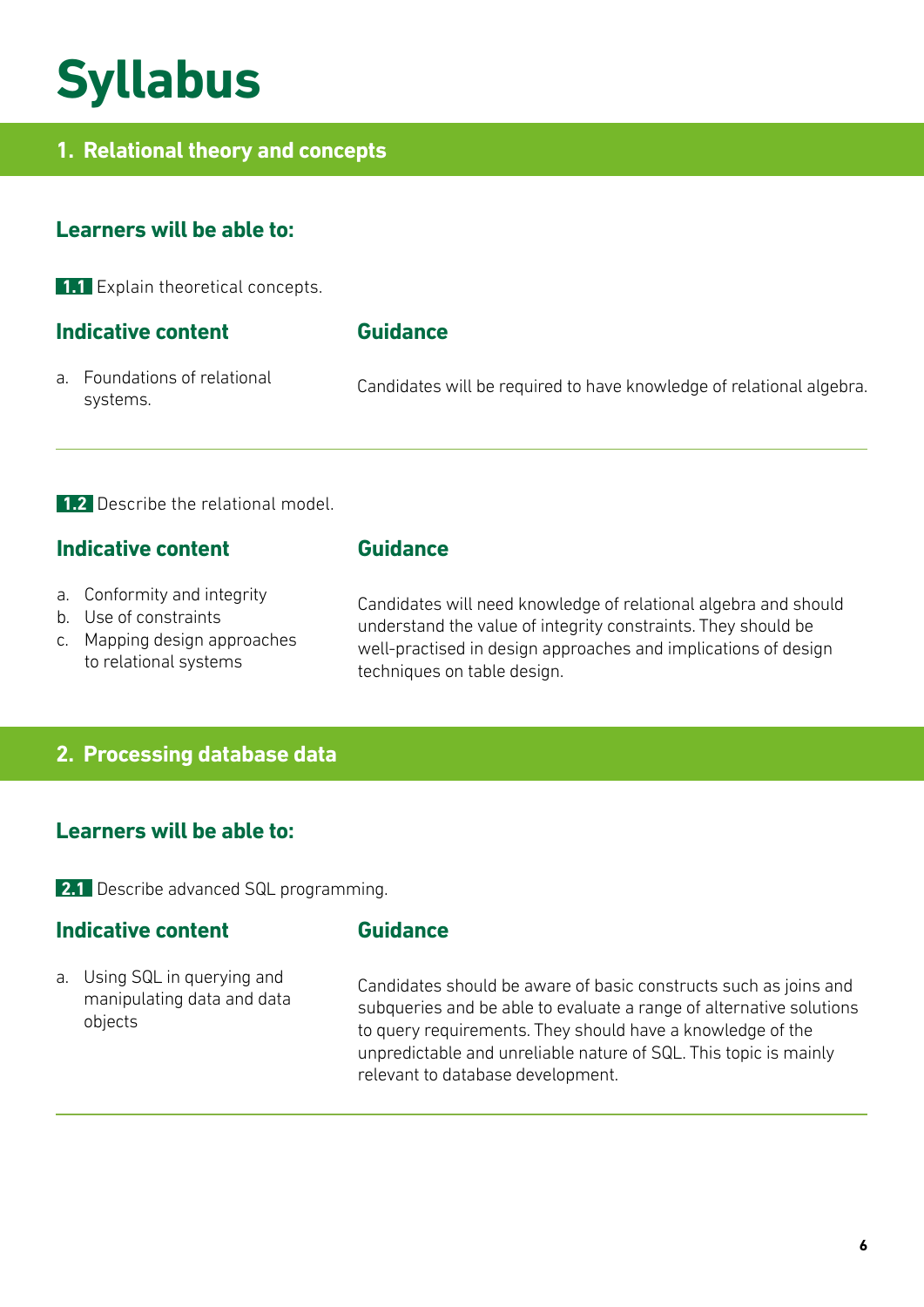# Syllabus

## 1. Relational theory and concepts

### Learners will be able to:

**1.1** Explain theoretical concepts.

| Indicative content | Guidance |
|---|---|
| a. Foundations of relational systems. | Candidates will be required to have knowledge of relational algebra. |

**1.2** Describe the relational model.

| Indicative content | Guidance |
|---|---|
| a. Conformity and integrity<br>b. Use of constraints<br>c. Mapping design approaches to relational systems | Candidates will need knowledge of relational algebra and should understand the value of integrity constraints. They should be well-practised in design approaches and implications of design techniques on table design. |

## 2. Processing database data

### Learners will be able to:

**2.1** Describe advanced SQL programming.

| Indicative content | Guidance |
|---|---|
| a. Using SQL in querying and manipulating data and data objects | Candidates should be aware of basic constructs such as joins and subqueries and be able to evaluate a range of alternative solutions to query requirements. They should have a knowledge of the unpredictable and unreliable nature of SQL. This topic is mainly relevant to database development. |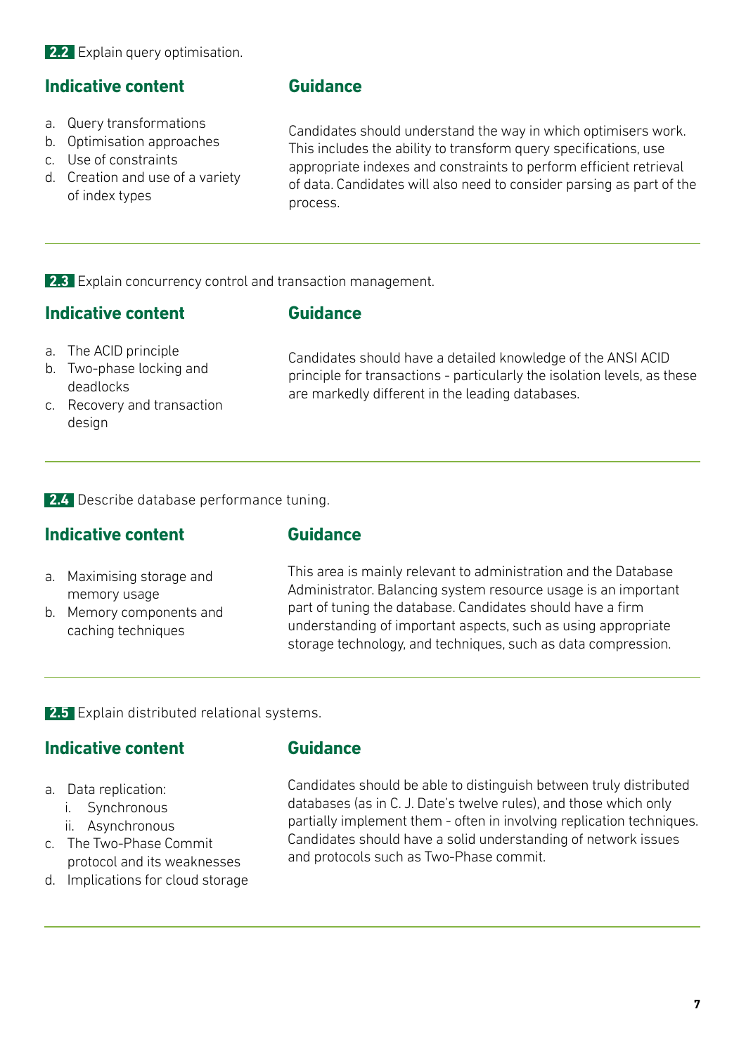**2.2** Explain query optimisation.

### Indicative content

a. Query transformations
b. Optimisation approaches
c. Use of constraints
d. Creation and use of a variety of index types

### Guidance

Candidates should understand the way in which optimisers work. This includes the ability to transform query specifications, use appropriate indexes and constraints to perform efficient retrieval of data. Candidates will also need to consider parsing as part of the process.

---

**2.3** Explain concurrency control and transaction management.

### Indicative content

a. The ACID principle
b. Two-phase locking and deadlocks
c. Recovery and transaction design

### Guidance

Candidates should have a detailed knowledge of the ANSI ACID principle for transactions - particularly the isolation levels, as these are markedly different in the leading databases.

---

**2.4** Describe database performance tuning.

### Indicative content

a. Maximising storage and memory usage
b. Memory components and caching techniques

### Guidance

This area is mainly relevant to administration and the Database Administrator. Balancing system resource usage is an important part of tuning the database. Candidates should have a firm understanding of important aspects, such as using appropriate storage technology, and techniques, such as data compression.

---

**2.5** Explain distributed relational systems.

### Indicative content

a. Data replication:
   i. Synchronous
   ii. Asynchronous
c. The Two-Phase Commit protocol and its weaknesses
d. Implications for cloud storage

### Guidance

Candidates should be able to distinguish between truly distributed databases (as in C. J. Date's twelve rules), and those which only partially implement them - often in involving replication techniques. Candidates should have a solid understanding of network issues and protocols such as Two-Phase commit.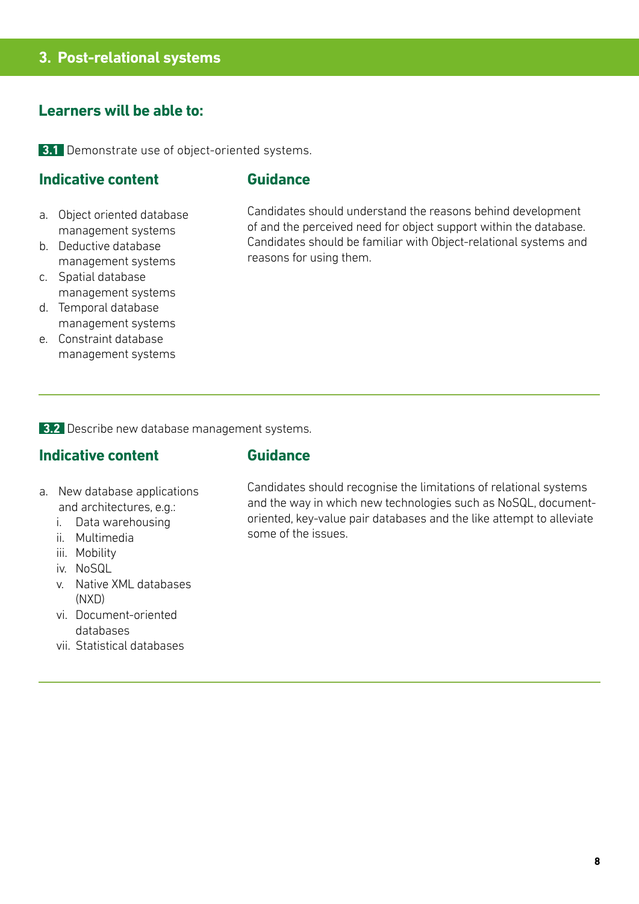# 3. Post-relational systems

## Learners will be able to:

**3.1** Demonstrate use of object-oriented systems.

### Indicative content

a. Object oriented database management systems
b. Deductive database management systems
c. Spatial database management systems
d. Temporal database management systems
e. Constraint database management systems

### Guidance

Candidates should understand the reasons behind development of and the perceived need for object support within the database. Candidates should be familiar with Object-relational systems and reasons for using them.

---

**3.2** Describe new database management systems.

### Indicative content

a. New database applications and architectures, e.g.:
   i. Data warehousing
   ii. Multimedia
   iii. Mobility
   iv. NoSQL
   v. Native XML databases (NXD)
   vi. Document-oriented databases
   vii. Statistical databases

### Guidance

Candidates should recognise the limitations of relational systems and the way in which new technologies such as NoSQL, document-oriented, key-value pair databases and the like attempt to alleviate some of the issues.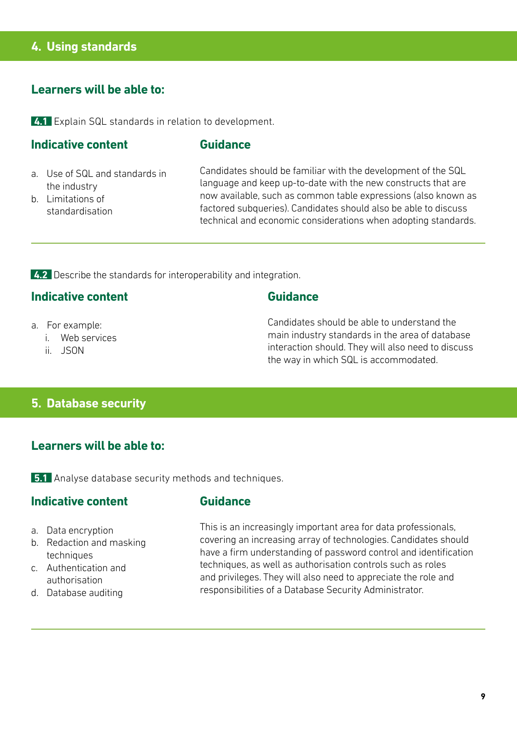## 4. Using standards

### Learners will be able to:

**4.1** Explain SQL standards in relation to development.

#### Indicative content

a. Use of SQL and standards in the industry
b. Limitations of standardisation

#### Guidance

Candidates should be familiar with the development of the SQL language and keep up-to-date with the new constructs that are now available, such as common table expressions (also known as factored subqueries). Candidates should also be able to discuss technical and economic considerations when adopting standards.

---

**4.2** Describe the standards for interoperability and integration.

#### Indicative content

a. For example:
   i. Web services
   ii. JSON

#### Guidance

Candidates should be able to understand the main industry standards in the area of database interaction should. They will also need to discuss the way in which SQL is accommodated.

## 5. Database security

### Learners will be able to:

**5.1** Analyse database security methods and techniques.

#### Indicative content

a. Data encryption
b. Redaction and masking techniques
c. Authentication and authorisation
d. Database auditing

#### Guidance

This is an increasingly important area for data professionals, covering an increasing array of technologies. Candidates should have a firm understanding of password control and identification techniques, as well as authorisation controls such as roles and privileges. They will also need to appreciate the role and responsibilities of a Database Security Administrator.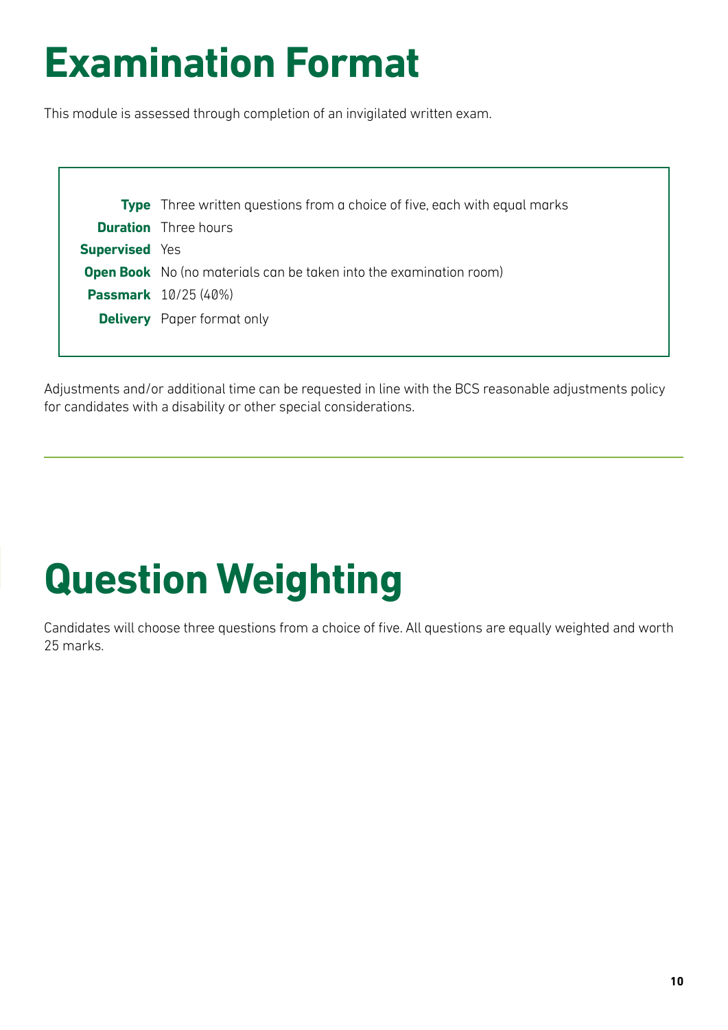# Examination Format

This module is assessed through completion of an invigilated written exam.

| | |
|---|---|
| **Type** | Three written questions from a choice of five, each with equal marks |
| **Duration** | Three hours |
| **Supervised** | Yes |
| **Open Book** | No (no materials can be taken into the examination room) |
| **Passmark** | 10/25 (40%) |
| **Delivery** | Paper format only |

Adjustments and/or additional time can be requested in line with the BCS reasonable adjustments policy for candidates with a disability or other special considerations.

# Question Weighting

Candidates will choose three questions from a choice of five. All questions are equally weighted and worth 25 marks.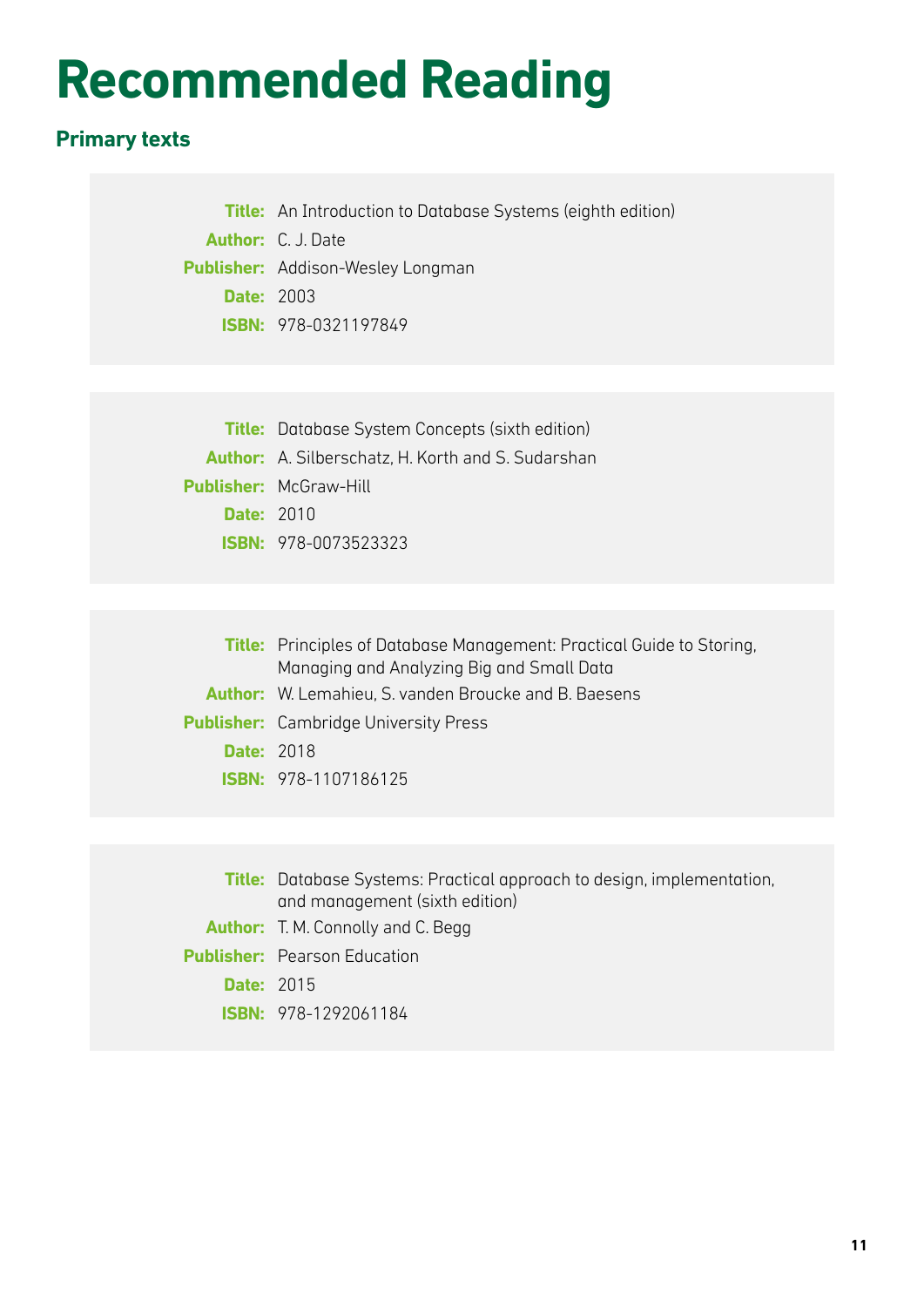# Recommended Reading

## Primary texts

**Title:** An Introduction to Database Systems (eighth edition)
**Author:** C. J. Date
**Publisher:** Addison-Wesley Longman
**Date:** 2003
**ISBN:** 978-0321197849

**Title:** Database System Concepts (sixth edition)
**Author:** A. Silberschatz, H. Korth and S. Sudarshan
**Publisher:** McGraw-Hill
**Date:** 2010
**ISBN:** 978-0073523323

**Title:** Principles of Database Management: Practical Guide to Storing, Managing and Analyzing Big and Small Data
**Author:** W. Lemahieu, S. vanden Broucke and B. Baesens
**Publisher:** Cambridge University Press
**Date:** 2018
**ISBN:** 978-1107186125

**Title:** Database Systems: Practical approach to design, implementation, and management (sixth edition)
**Author:** T. M. Connolly and C. Begg
**Publisher:** Pearson Education
**Date:** 2015
**ISBN:** 978-1292061184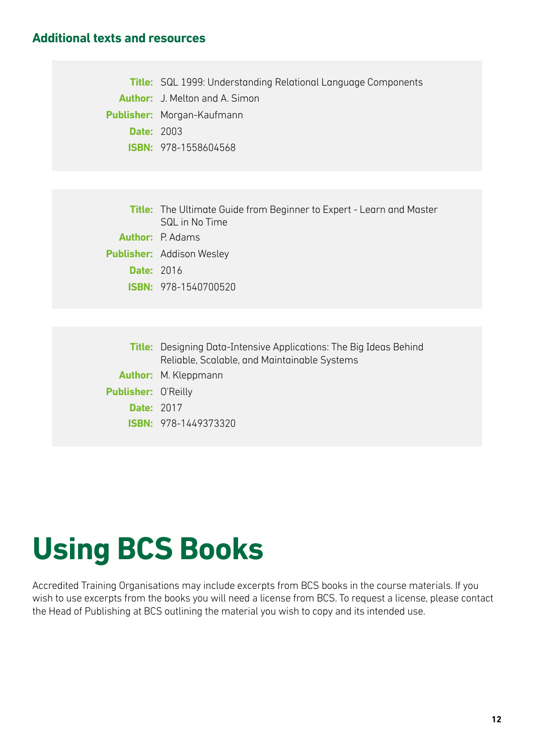## Additional texts and resources

**Title:** SQL 1999: Understanding Relational Language Components
**Author:** J. Melton and A. Simon
**Publisher:** Morgan-Kaufmann
**Date:** 2003
**ISBN:** 978-1558604568

**Title:** The Ultimate Guide from Beginner to Expert - Learn and Master SQL in No Time
**Author:** P. Adams
**Publisher:** Addison Wesley
**Date:** 2016
**ISBN:** 978-1540700520

**Title:** Designing Data-Intensive Applications: The Big Ideas Behind Reliable, Scalable, and Maintainable Systems
**Author:** M. Kleppmann
**Publisher:** O'Reilly
**Date:** 2017
**ISBN:** 978-1449373320

# Using BCS Books

Accredited Training Organisations may include excerpts from BCS books in the course materials. If you wish to use excerpts from the books you will need a license from BCS. To request a license, please contact the Head of Publishing at BCS outlining the material you wish to copy and its intended use.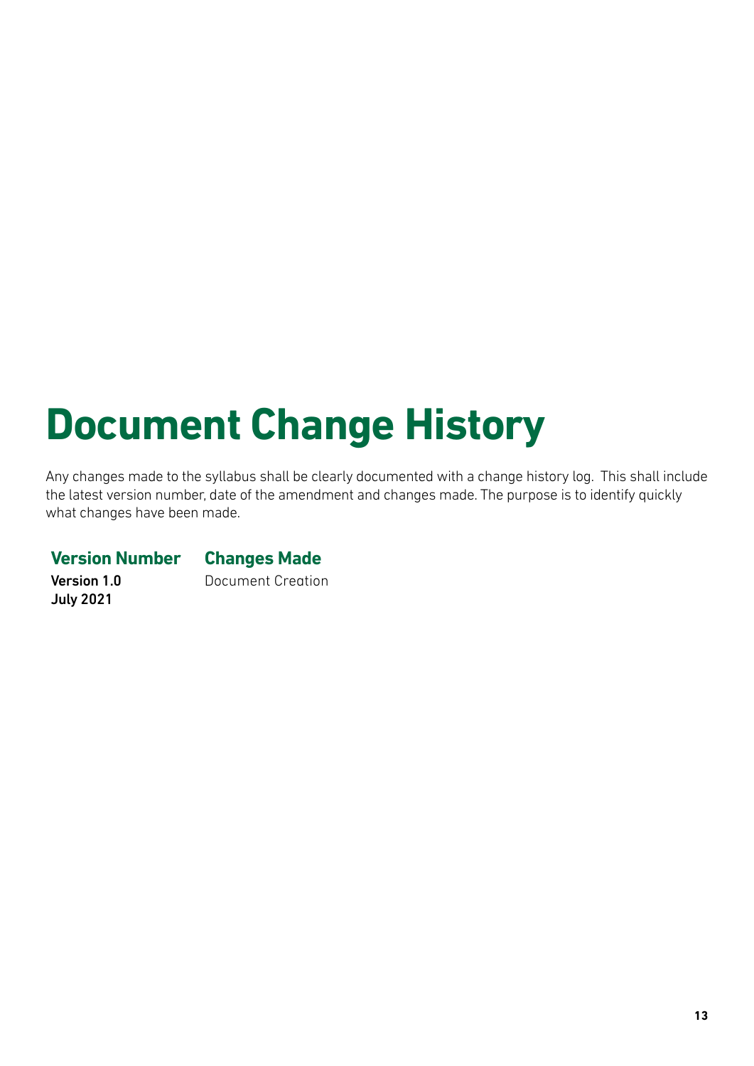# Document Change History

Any changes made to the syllabus shall be clearly documented with a change history log. This shall include the latest version number, date of the amendment and changes made. The purpose is to identify quickly what changes have been made.

| Version Number | Changes Made |
| --- | --- |
| **Version 1.0**<br>**July 2021** | Document Creation |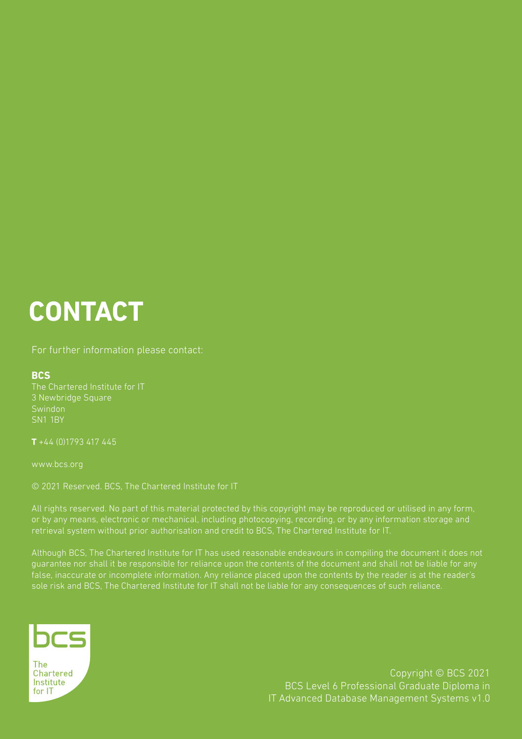# CONTACT

For further information please contact:

**BCS**
The Chartered Institute for IT
3 Newbridge Square
Swindon
SN1 1BY

**T** +44 (0)1793 417 445

www.bcs.org

© 2021 Reserved. BCS, The Chartered Institute for IT

All rights reserved. No part of this material protected by this copyright may be reproduced or utilised in any form, or by any means, electronic or mechanical, including photocopying, recording, or by any information storage and retrieval system without prior authorisation and credit to BCS, The Chartered Institute for IT.

Although BCS, The Chartered Institute for IT has used reasonable endeavours in compiling the document it does not guarantee nor shall it be responsible for reliance upon the contents of the document and shall not be liable for any false, inaccurate or incomplete information. Any reliance placed upon the contents by the reader is at the reader's sole risk and BCS, The Chartered Institute for IT shall not be liable for any consequences of such reliance.

bcs
The Chartered Institute for IT

Copyright © BCS 2021
BCS Level 6 Professional Graduate Diploma in IT Advanced Database Management Systems v1.0